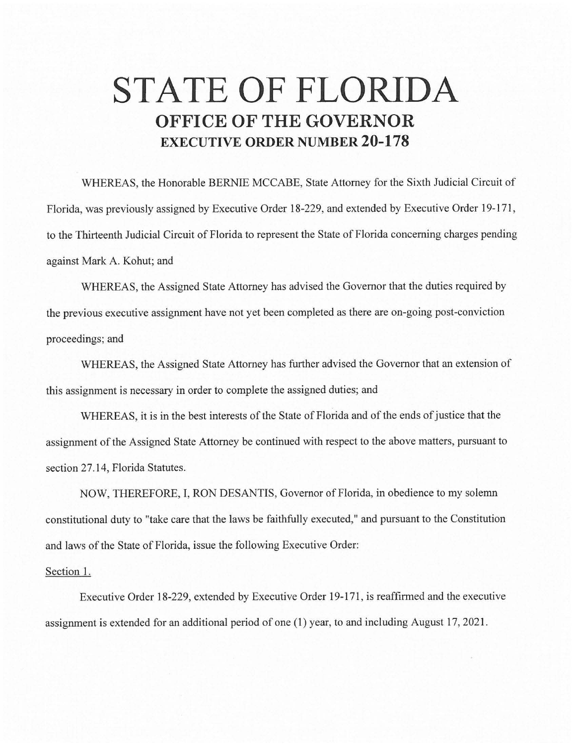# STATE OF FLORIDA

## OFFICE OF THE GOVERNOR

### EXECUTIVE ORDER NUMBER 20-178

WHEREAS, the Honorable BERNIE MCCABE, State Attorney for the Sixth Judicial Circuit of Florida, was previously assigned by Executive Order 18-229, and extended by Executive Order 19-171, to the Thirteenth Judicial Circuit of Florida to represent the State of Florida concerning charges pending against Mark A. Kohut; and

WHEREAS, the Assigned State Attorney has advised the Governor that the duties required by the previous executive assignment have not yet been completed as there are on-going post-conviction proceedings; and

WHEREAS, the Assigned State Attorney has further advised the Governor that an extension of this assignment is necessary in order to complete the assigned duties; and

WHEREAS, it is in the best interests of the State of Florida and of the ends of justice that the assignment of the Assigned State Attorney be continued with respect to the above matters, pursuant to section 27.14, Florida Statutes.

NOW, THEREFORE, I, RON DESANTIS, Governor of Florida, in obedience to my solemn constitutional duty to "take care that the laws be faithfully executed," and pursuant to the Constitution and laws of the State of Florida, issue the following Executive Order:

Section 1.

Executive Order 18-229, extended by Executive Order 19-171, is reaffirmed and the executive assignment is extended for an additional period of one (1) year, to and including August 17, 2021.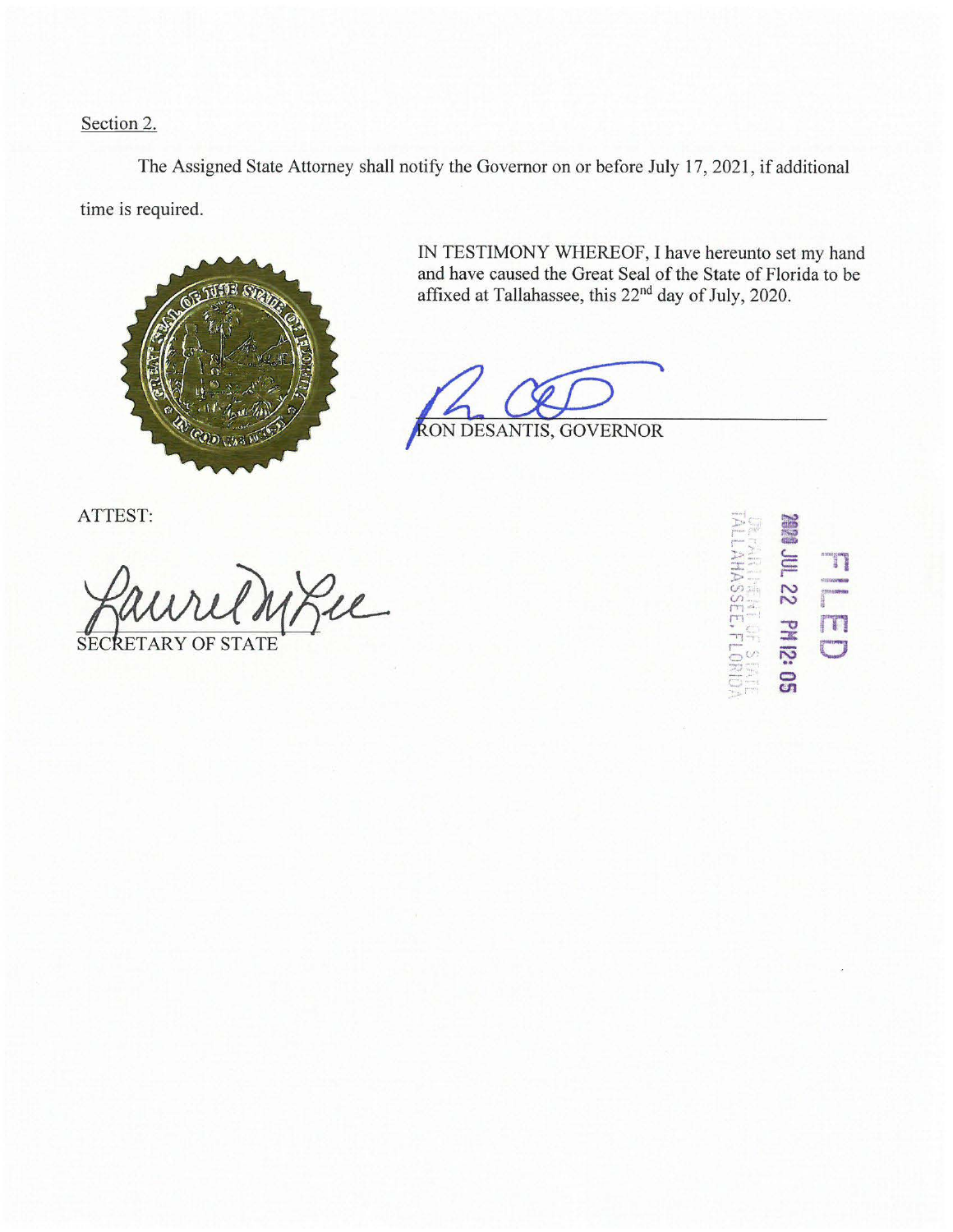Section 2.

The Assigned State Attorney shall notify the Governor on or before July 17, 2021, if additional time is required.

IN TESTIMONY WHEREOF, I have hereunto set my hand and have caused the Great Seal of the State of Florida to be affixed at Tallahassee, this 22nd day of July, 2020.

RON DESANTIS, GOVERNOR

ATTEST:

SECRETARY OF STATE

FILED

2020 JUL 22 PM 12:05

DEPARTMENT OF STATE
TALLAHASSEE, FLORIDA